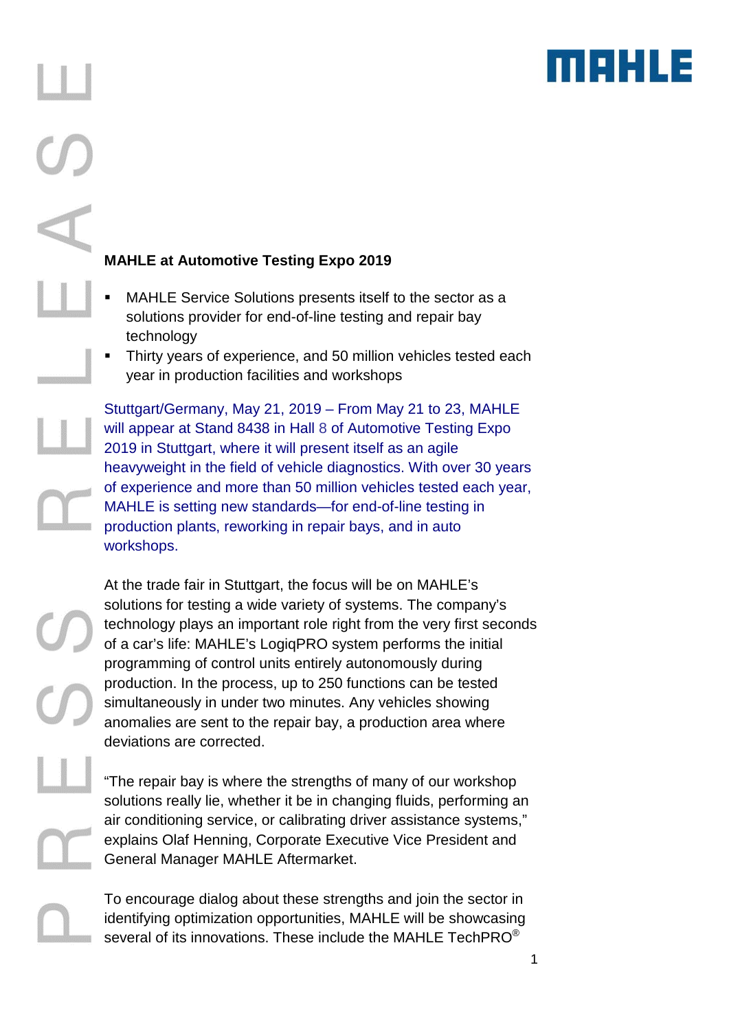# MAHLE at Automotive Testing Expo 2019

- MAHLE Service Solutions presents itself to the sector as a solutions provider for end-of-line testing and repair bay technology
- Thirty years of experience, and 50 million vehicles tested each year in production facilities and workshops

Stuttgart/Germany, May 21, 2019 – From May 21 to 23, MAHLE will appear at Stand 8438 in Hall 8 of Automotive Testing Expo 2019 in Stuttgart, where it will present itself as an agile heavyweight in the field of vehicle diagnostics. With over 30 years of experience and more than 50 million vehicles tested each year, MAHLE is setting new standards—for end-of-line testing in production plants, reworking in repair bays, and in auto workshops.

At the trade fair in Stuttgart, the focus will be on MAHLE's solutions for testing a wide variety of systems. The company's technology plays an important role right from the very first seconds of a car's life: MAHLE's LogiqPRO system performs the initial programming of control units entirely autonomously during production. In the process, up to 250 functions can be tested simultaneously in under two minutes. Any vehicles showing anomalies are sent to the repair bay, a production area where deviations are corrected.

"The repair bay is where the strengths of many of our workshop solutions really lie, whether it be in changing fluids, performing an air conditioning service, or calibrating driver assistance systems," explains Olaf Henning, Corporate Executive Vice President and General Manager MAHLE Aftermarket.

To encourage dialog about these strengths and join the sector in identifying optimization opportunities, MAHLE will be showcasing several of its innovations. These include the MAHLE TechPRO®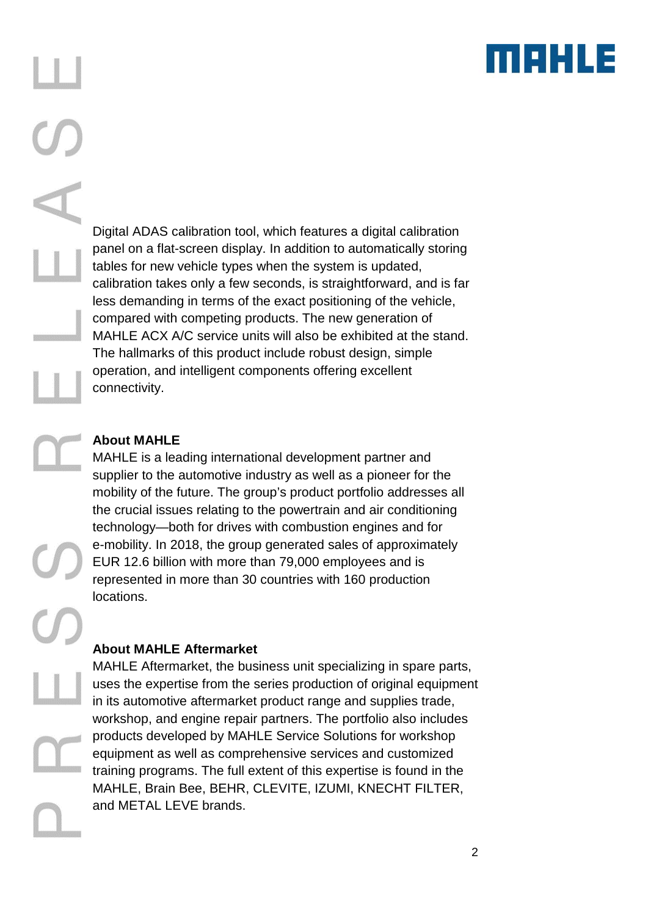Digital ADAS calibration tool, which features a digital calibration panel on a flat-screen display. In addition to automatically storing tables for new vehicle types when the system is updated, calibration takes only a few seconds, is straightforward, and is far less demanding in terms of the exact positioning of the vehicle, compared with competing products. The new generation of MAHLE ACX A/C service units will also be exhibited at the stand. The hallmarks of this product include robust design, simple operation, and intelligent components offering excellent connectivity.

**About MAHLE**

MAHLE is a leading international development partner and supplier to the automotive industry as well as a pioneer for the mobility of the future. The group's product portfolio addresses all the crucial issues relating to the powertrain and air conditioning technology—both for drives with combustion engines and for e-mobility. In 2018, the group generated sales of approximately EUR 12.6 billion with more than 79,000 employees and is represented in more than 30 countries with 160 production locations.

**About MAHLE Aftermarket**

MAHLE Aftermarket, the business unit specializing in spare parts, uses the expertise from the series production of original equipment in its automotive aftermarket product range and supplies trade, workshop, and engine repair partners. The portfolio also includes products developed by MAHLE Service Solutions for workshop equipment as well as comprehensive services and customized training programs. The full extent of this expertise is found in the MAHLE, Brain Bee, BEHR, CLEVITE, IZUMI, KNECHT FILTER, and METAL LEVE brands.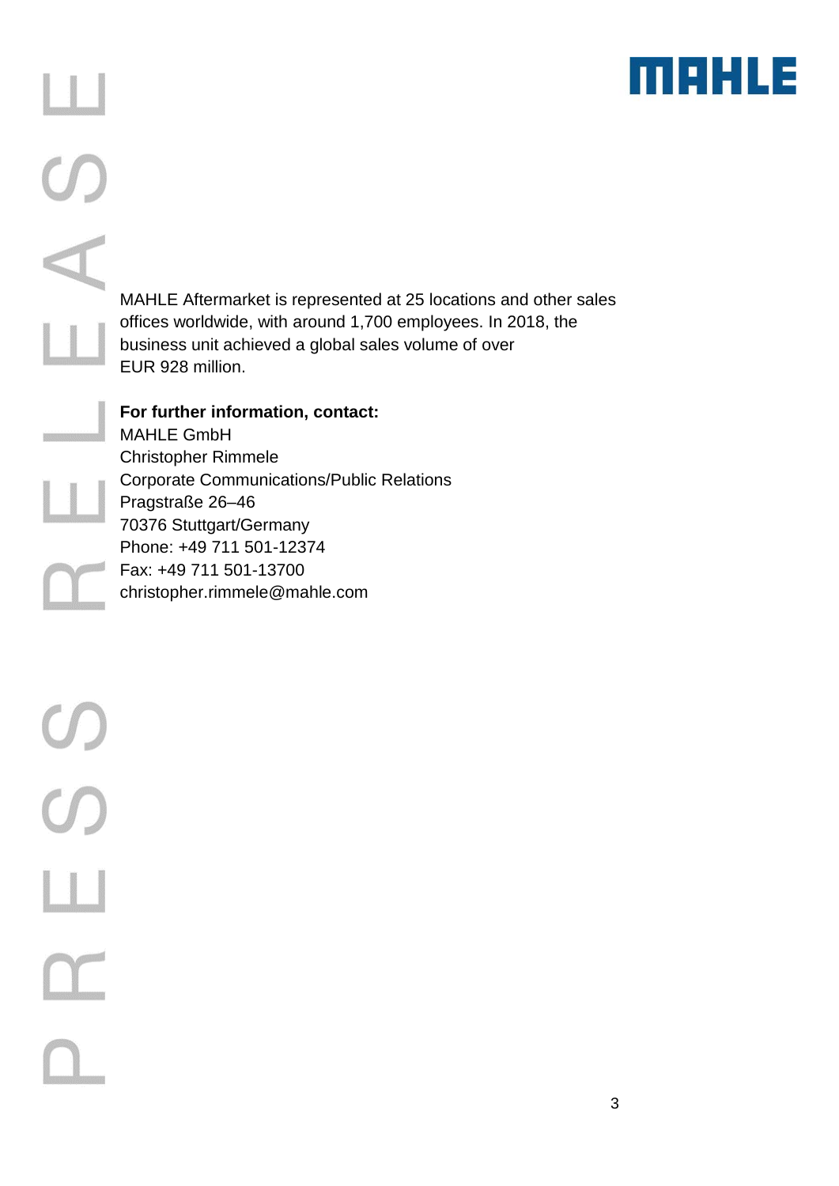MAHLE Aftermarket is represented at 25 locations and other sales offices worldwide, with around 1,700 employees. In 2018, the business unit achieved a global sales volume of over EUR 928 million.

**For further information, contact:**
MAHLE GmbH
Christopher Rimmele
Corporate Communications/Public Relations
Pragstraße 26–46
70376 Stuttgart/Germany
Phone: +49 711 501-12374
Fax: +49 711 501-13700
christopher.rimmele@mahle.com